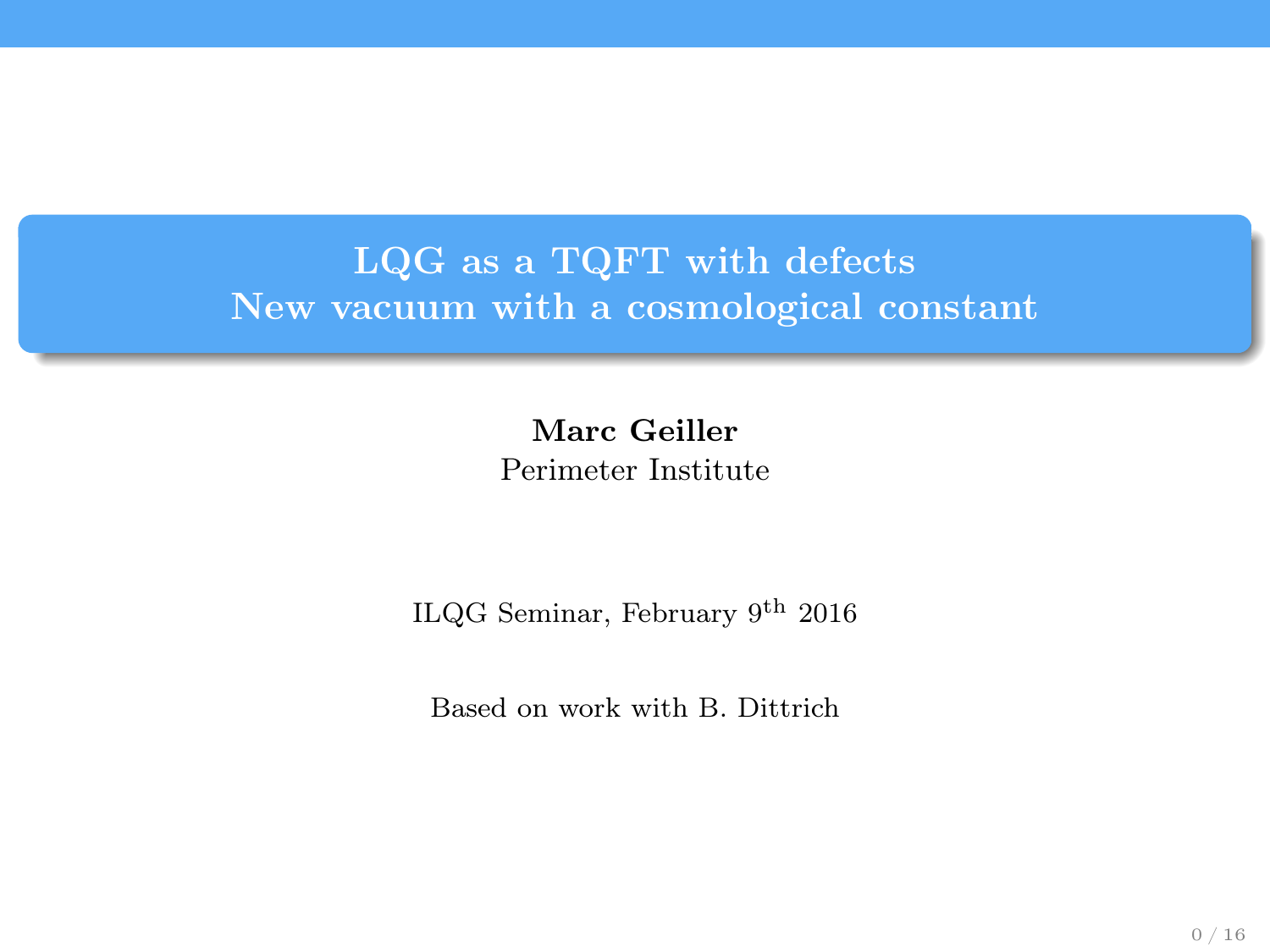# LQG as a TQFT with defects
# New vacuum with a cosmological constant

**Marc Geiller**
Perimeter Institute

ILQG Seminar, February 9$^{\text{th}}$ 2016

Based on work with B. Dittrich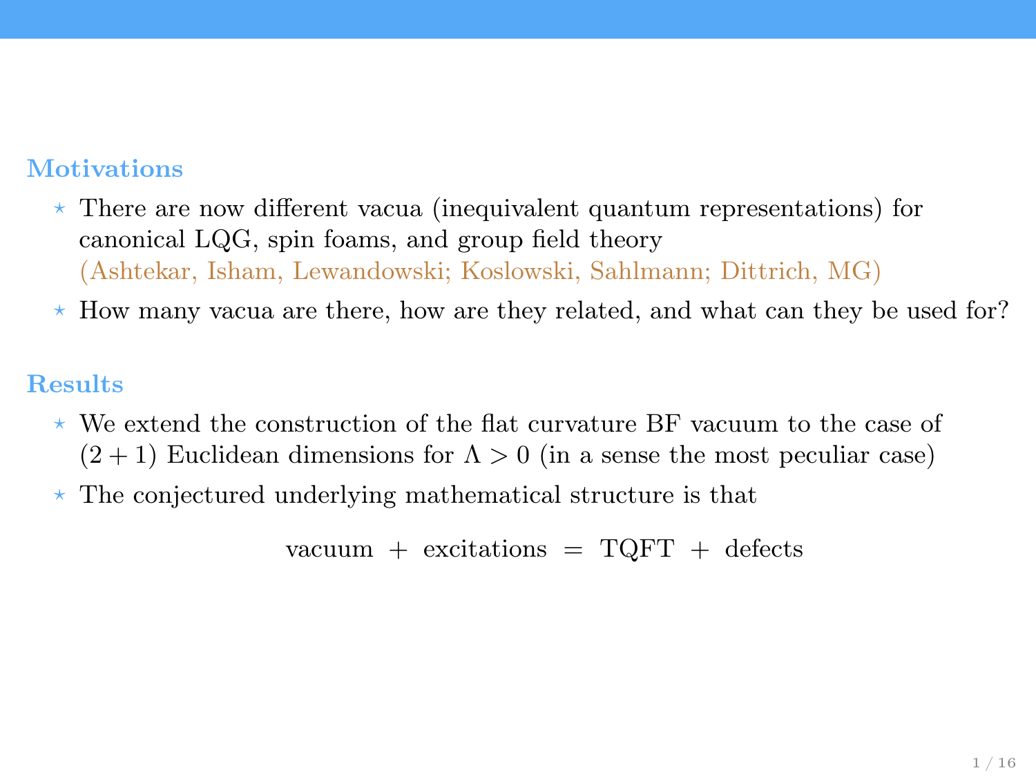## Motivations

- There are now different vacua (inequivalent quantum representations) for canonical LQG, spin foams, and group field theory (Ashtekar, Isham, Lewandowski; Koslowski, Sahlmann; Dittrich, MG)
- How many vacua are there, how are they related, and what can they be used for?

## Results

- We extend the construction of the flat curvature BF vacuum to the case of $(2+1)$ Euclidean dimensions for $\Lambda > 0$ (in a sense the most peculiar case)
- The conjectured underlying mathematical structure is that

$$\text{vacuum} \;+\; \text{excitations} \;=\; \text{TQFT} \;+\; \text{defects}$$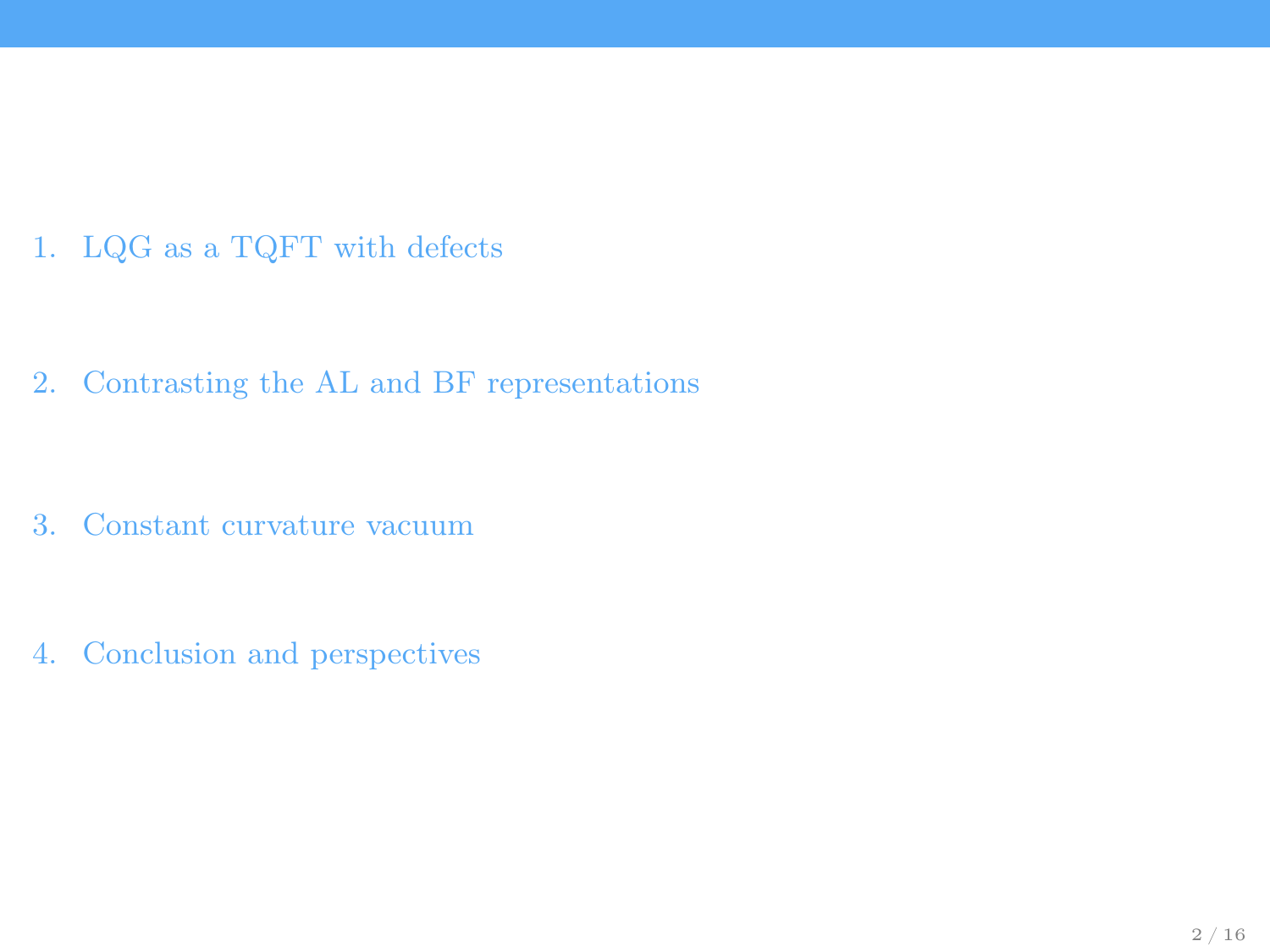1. LQG as a TQFT with defects
2. Contrasting the AL and BF representations
3. Constant curvature vacuum
4. Conclusion and perspectives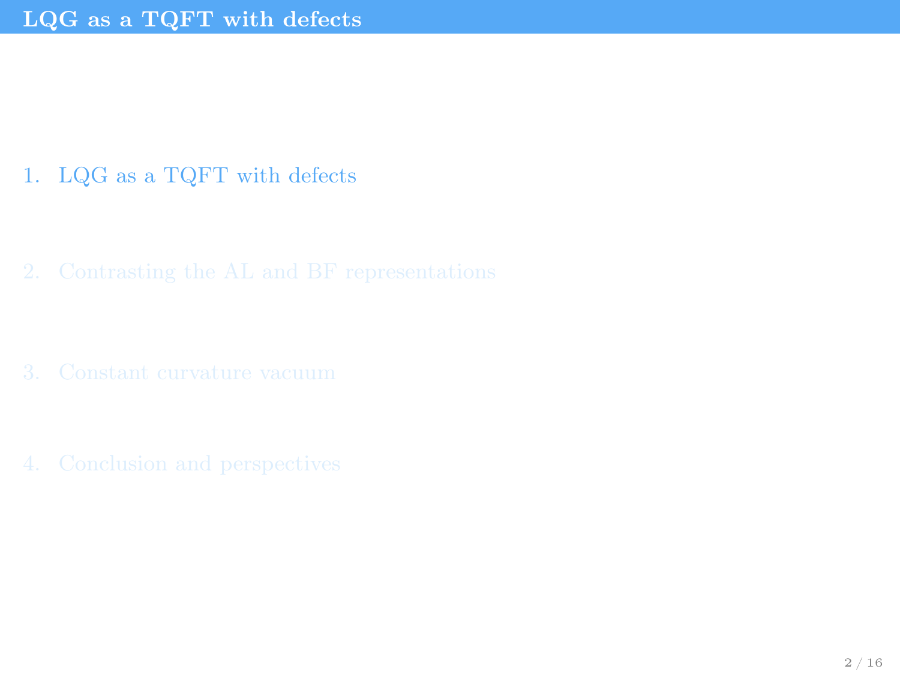# LQG as a TQFT with defects

1. LQG as a TQFT with defects

2. Contrasting the AL and BF representations

3. Constant curvature vacuum

4. Conclusion and perspectives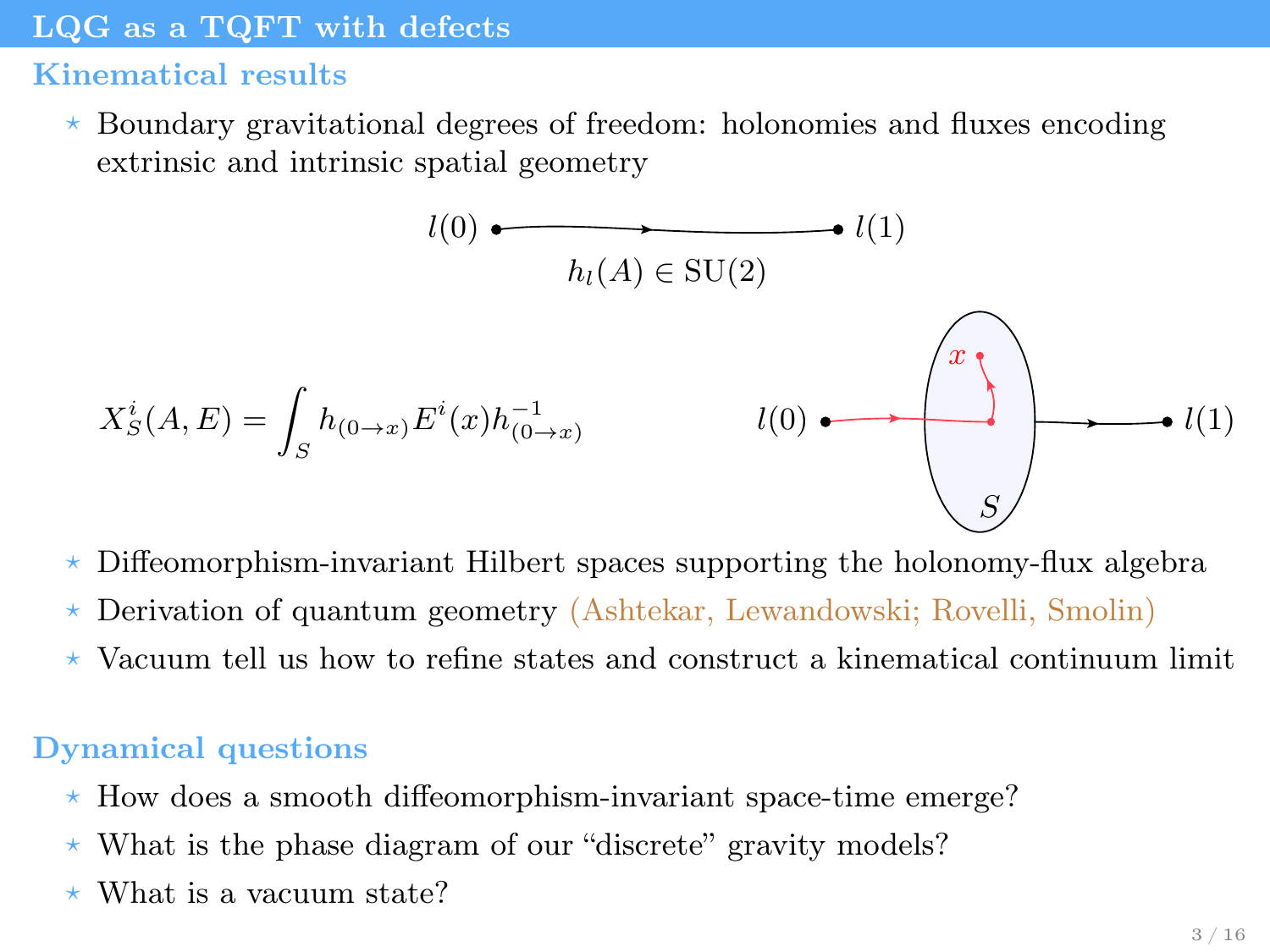# LQG as a TQFT with defects

## Kinematical results

- Boundary gravitational degrees of freedom: holonomies and fluxes encoding extrinsic and intrinsic spatial geometry

$l(0)$ $l(1)$

$h_l(A) \in \mathrm{SU}(2)$

$$X^i_S(A, E) = \int_S h_{(0\to x)} E^i(x) h^{-1}_{(0\to x)}$$

$l(0)$ $x$ $S$ $l(1)$

- Diffeomorphism-invariant Hilbert spaces supporting the holonomy-flux algebra
- Derivation of quantum geometry (Ashtekar, Lewandowski; Rovelli, Smolin)
- Vacuum tell us how to refine states and construct a kinematical continuum limit

## Dynamical questions

- How does a smooth diffeomorphism-invariant space-time emerge?
- What is the phase diagram of our “discrete” gravity models?
- What is a vacuum state?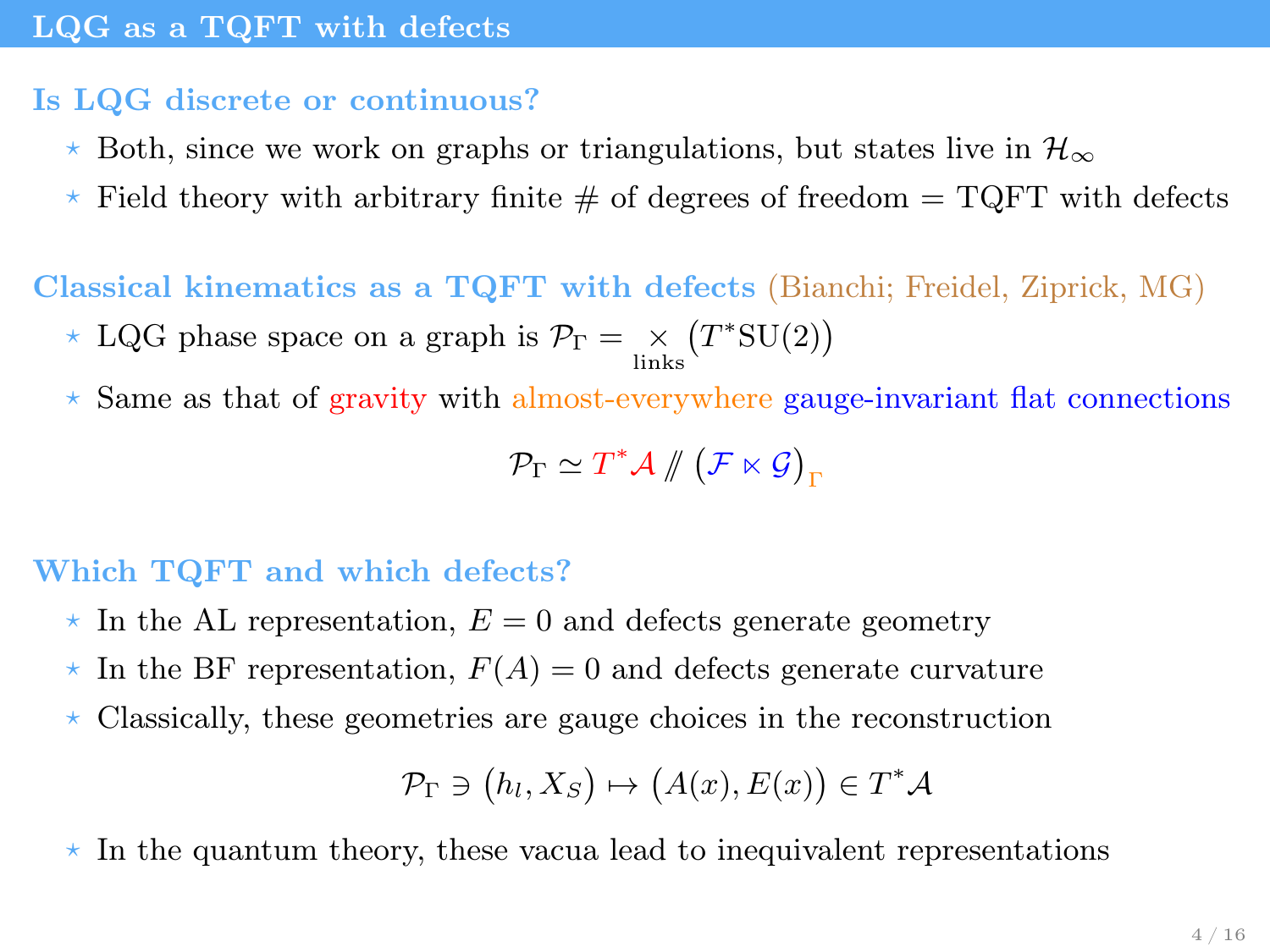# LQG as a TQFT with defects

## Is LQG discrete or continuous?

- Both, since we work on graphs or triangulations, but states live in $\mathcal{H}_\infty$
- Field theory with arbitrary finite # of degrees of freedom = TQFT with defects

## Classical kinematics as a TQFT with defects (Bianchi; Freidel, Ziprick, MG)

- LQG phase space on a graph is $\mathcal{P}_\Gamma = \underset{\text{links}}{\times}\big(T^*\text{SU}(2)\big)$
- Same as that of gravity with almost-everywhere gauge-invariant flat connections

$$\mathcal{P}_\Gamma \simeq T^*\mathcal{A} \mathbin{/\!\!/} \big(\mathcal{F} \ltimes \mathcal{G}\big)_\Gamma$$

## Which TQFT and which defects?

- In the AL representation, $E=0$ and defects generate geometry
- In the BF representation, $F(A)=0$ and defects generate curvature
- Classically, these geometries are gauge choices in the reconstruction

$$\mathcal{P}_\Gamma \ni \big(h_l, X_S\big) \mapsto \big(A(x), E(x)\big) \in T^*\mathcal{A}$$

- In the quantum theory, these vacua lead to inequivalent representations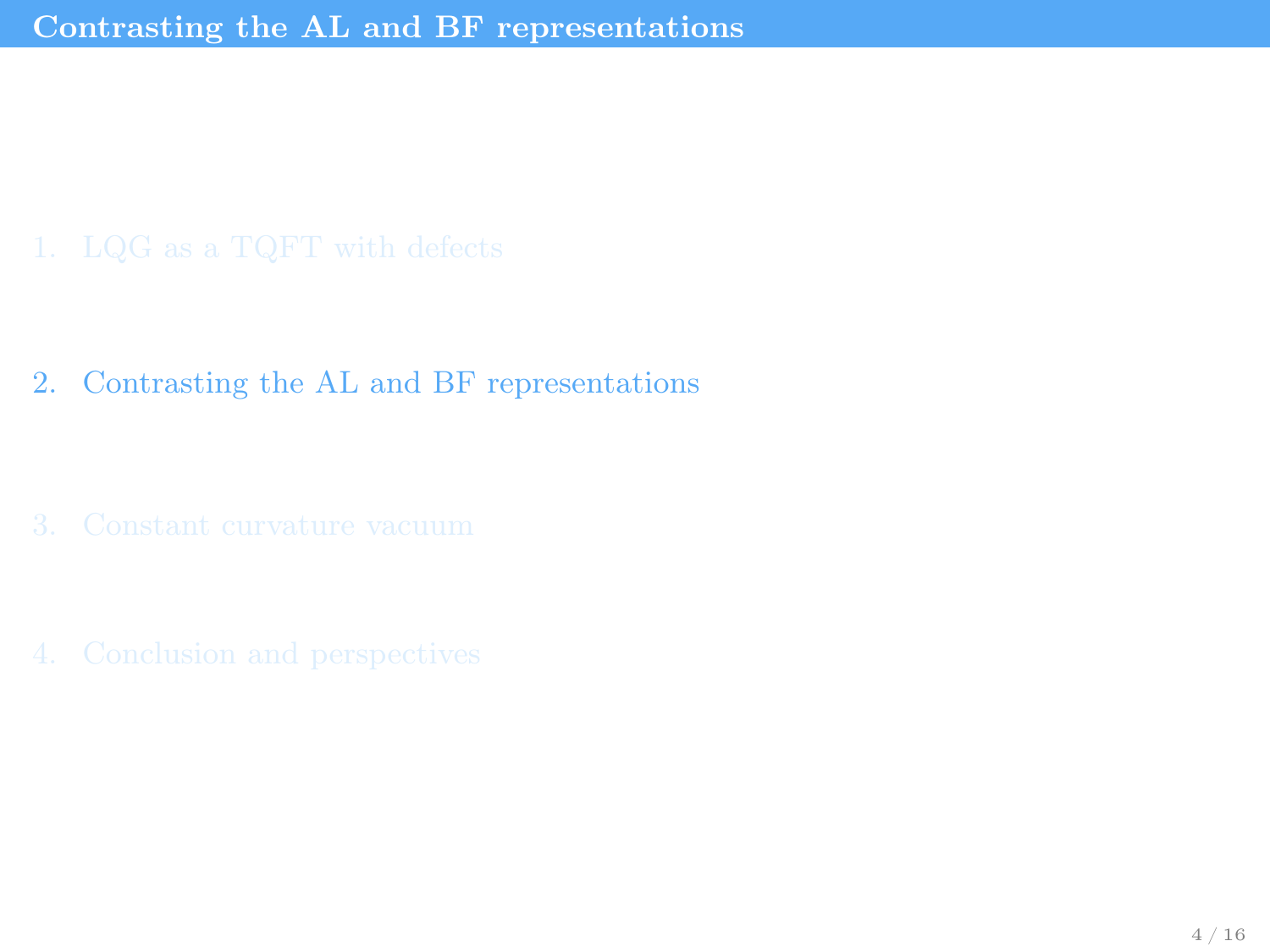# Contrasting the AL and BF representations

1. LQG as a TQFT with defects
2. Contrasting the AL and BF representations
3. Constant curvature vacuum
4. Conclusion and perspectives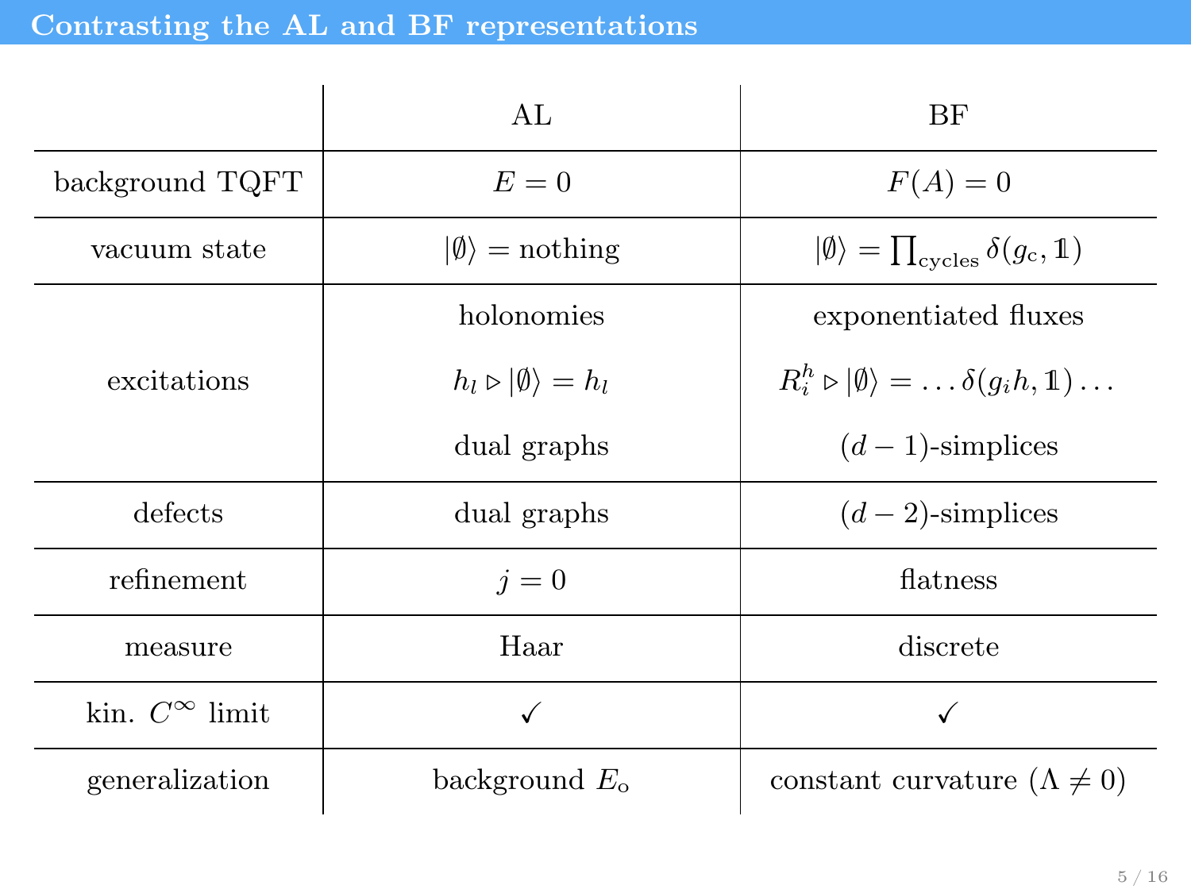## Contrasting the AL and BF representations

|  | AL | BF |
|---|---|---|
| background TQFT | $E = 0$ | $F(A) = 0$ |
| vacuum state | $\vert\emptyset\rangle =$ nothing | $\vert\emptyset\rangle = \prod_{\text{cycles}} \delta(g_c, \mathbb{1})$ |
| excitations | holonomies<br>$h_l \triangleright \vert\emptyset\rangle = h_l$<br>dual graphs | exponentiated fluxes<br>$R_i^h \triangleright \vert\emptyset\rangle = \ldots \delta(g_i h, \mathbb{1}) \ldots$<br>$(d-1)$-simplices |
| defects | dual graphs | $(d-2)$-simplices |
| refinement | $j = 0$ | flatness |
| measure | Haar | discrete |
| kin. $C^\infty$ limit | ✓ | ✓ |
| generalization | background $E_{\text{o}}$ | constant curvature ($\Lambda \neq 0$) |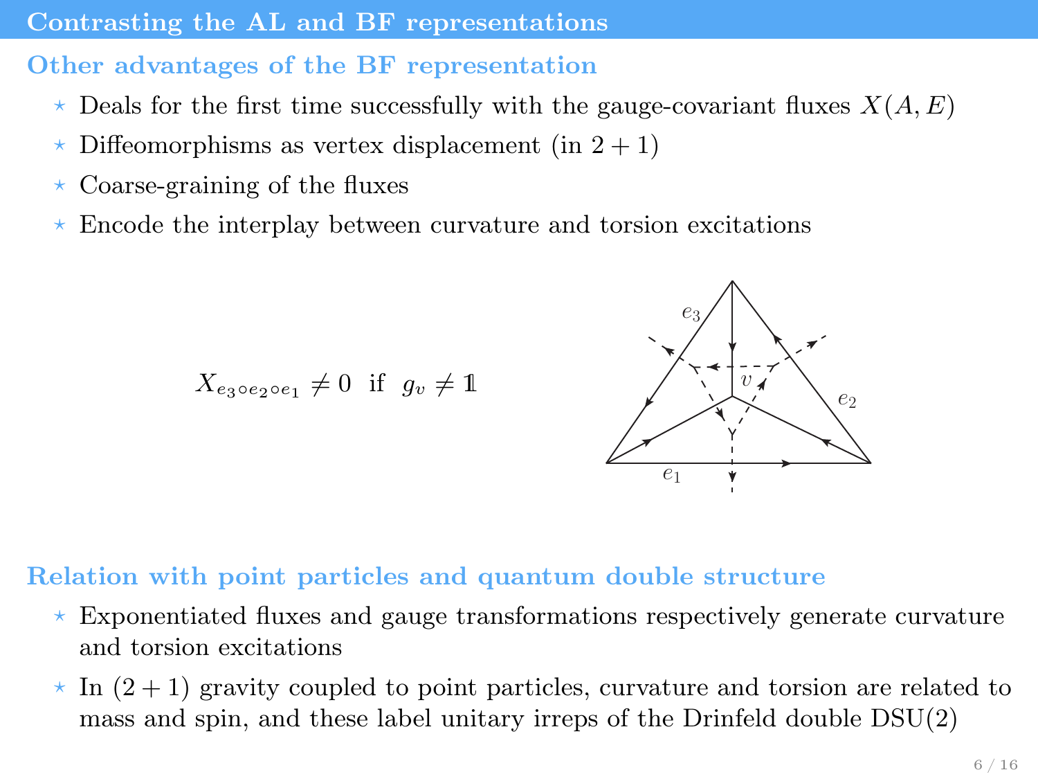## Contrasting the AL and BF representations

### Other advantages of the BF representation

- Deals for the first time successfully with the gauge-covariant fluxes $X(A,E)$
- Diffeomorphisms as vertex displacement (in $2+1$)
- Coarse-graining of the fluxes
- Encode the interplay between curvature and torsion excitations

$$X_{e_3 \circ e_2 \circ e_1} \neq 0 \quad \text{if} \quad g_v \neq \mathbb{1}$$

### Relation with point particles and quantum double structure

- Exponentiated fluxes and gauge transformations respectively generate curvature and torsion excitations
- In $(2+1)$ gravity coupled to point particles, curvature and torsion are related to mass and spin, and these label unitary irreps of the Drinfeld double DSU(2)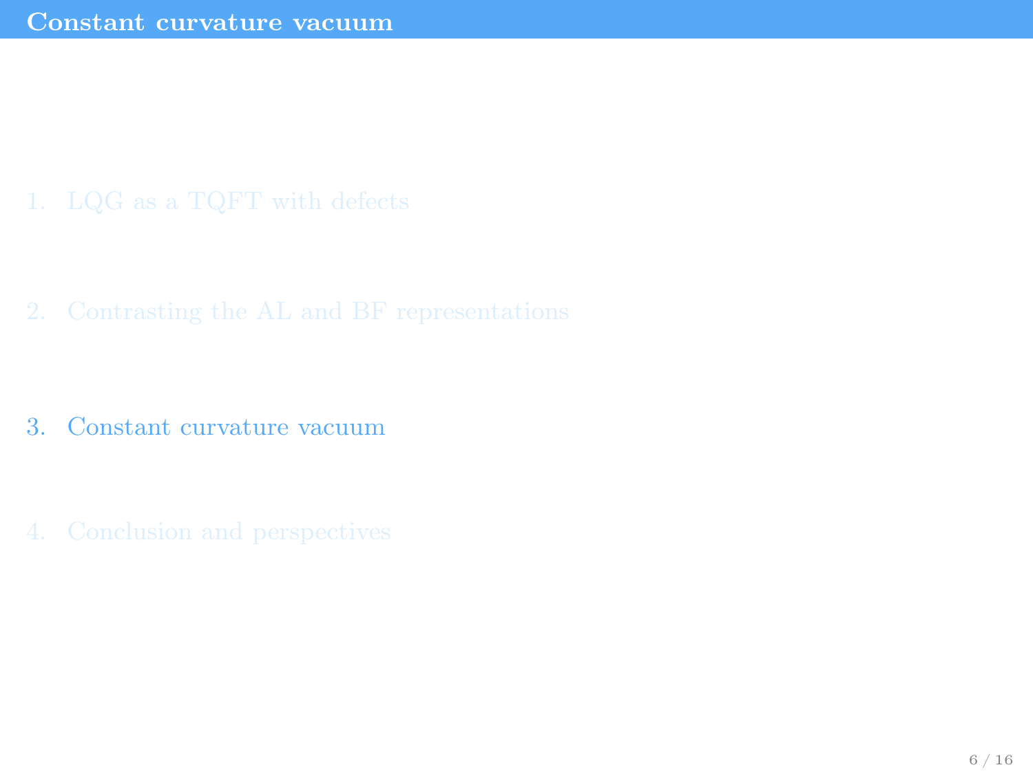# Constant curvature vacuum

1. LQG as a TQFT with defects
2. Contrasting the AL and BF representations
3. Constant curvature vacuum
4. Conclusion and perspectives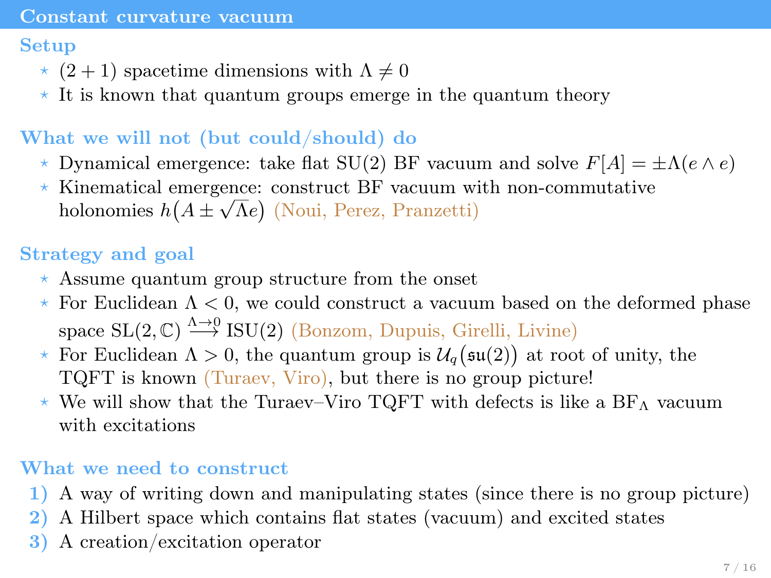# Constant curvature vacuum

## Setup

- $(2+1)$ spacetime dimensions with $\Lambda \neq 0$
- It is known that quantum groups emerge in the quantum theory

## What we will not (but could/should) do

- Dynamical emergence: take flat SU(2) BF vacuum and solve $F[A] = \pm\Lambda(e \wedge e)$
- Kinematical emergence: construct BF vacuum with non-commutative holonomies $h\big(A \pm \sqrt{\Lambda}e\big)$ (Noui, Perez, Pranzetti)

## Strategy and goal

- Assume quantum group structure from the onset
- For Euclidean $\Lambda < 0$, we could construct a vacuum based on the deformed phase space $\mathrm{SL}(2,\mathbb{C}) \xrightarrow{\Lambda \to 0} \mathrm{ISU}(2)$ (Bonzom, Dupuis, Girelli, Livine)
- For Euclidean $\Lambda > 0$, the quantum group is $\mathcal{U}_q\big(\mathfrak{su}(2)\big)$ at root of unity, the TQFT is known (Turaev, Viro), but there is no group picture!
- We will show that the Turaev–Viro TQFT with defects is like a $\mathrm{BF}_\Lambda$ vacuum with excitations

## What we need to construct

1) A way of writing down and manipulating states (since there is no group picture)
2) A Hilbert space which contains flat states (vacuum) and excited states
3) A creation/excitation operator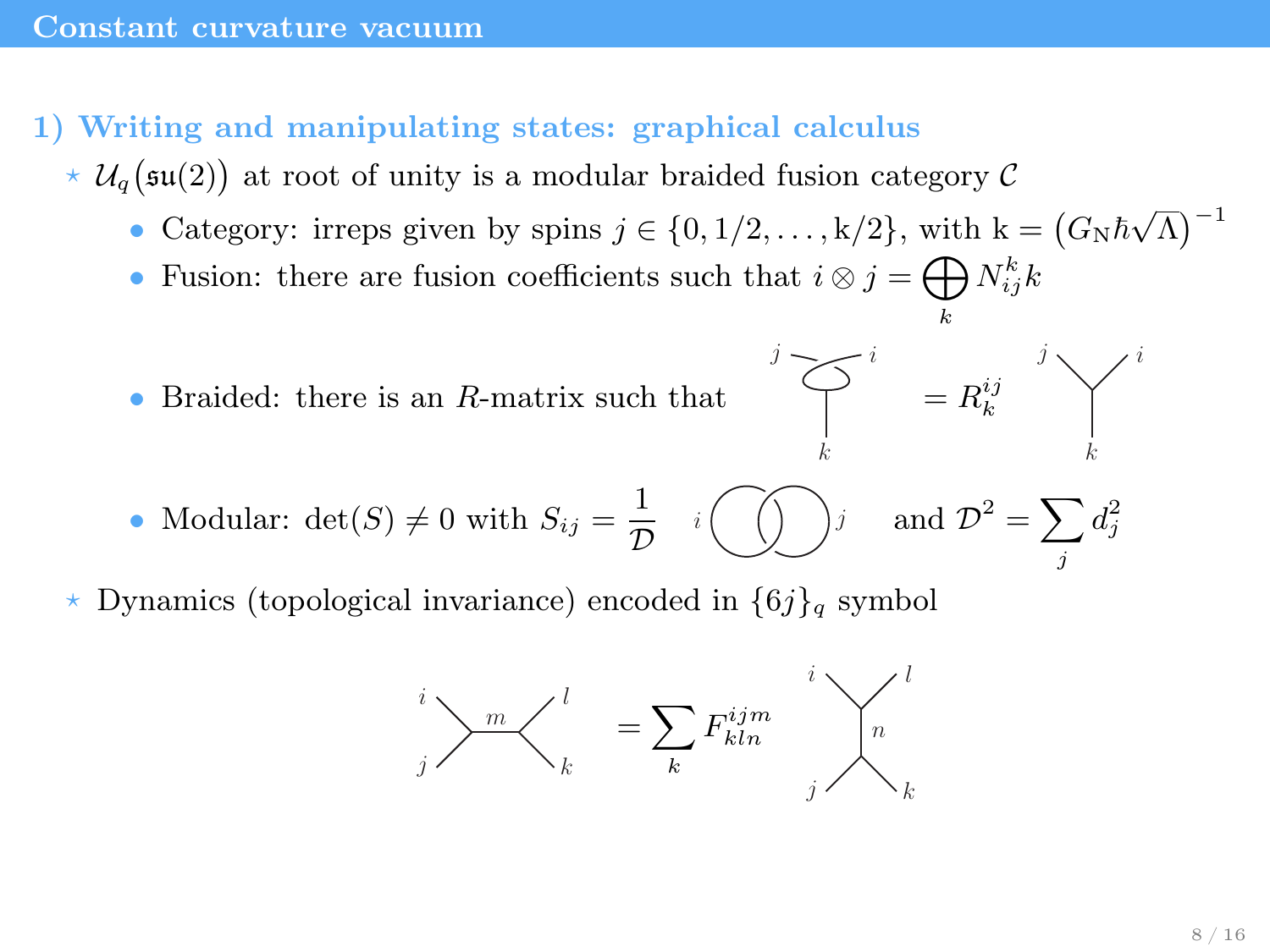## Constant curvature vacuum

### 1) Writing and manipulating states: graphical calculus

- $\mathcal{U}_q(\mathfrak{su}(2))$ at root of unity is a modular braided fusion category $\mathcal{C}$
  - Category: irreps given by spins $j \in \{0, 1/2, \ldots, \mathrm{k}/2\}$, with $\mathrm{k} = \left(G_{\mathrm{N}}\hbar\sqrt{\Lambda}\right)^{-1}$
  - Fusion: there are fusion coefficients such that $i \otimes j = \bigoplus_k N_{ij}^k k$
  - Braided: there is an $R$-matrix such that (braided vertex with legs $j$, $i$, $k$) $= R_k^{ij}$ (vertex with legs $j$, $i$, $k$)
  - Modular: $\det(S) \neq 0$ with $S_{ij} = \frac{1}{\mathcal{D}}$ (Hopf link with components $i$, $j$) and $\mathcal{D}^2 = \sum_j d_j^2$
- Dynamics (topological invariance) encoded in $\{6j\}_q$ symbol

$$\text{(diagram: external legs } i, j, l, k \text{, internal edge } m\text{)} = \sum_k F_{kln}^{ijm} \; \text{(diagram: external legs } i, l, j, k \text{, internal edge } n\text{)}$$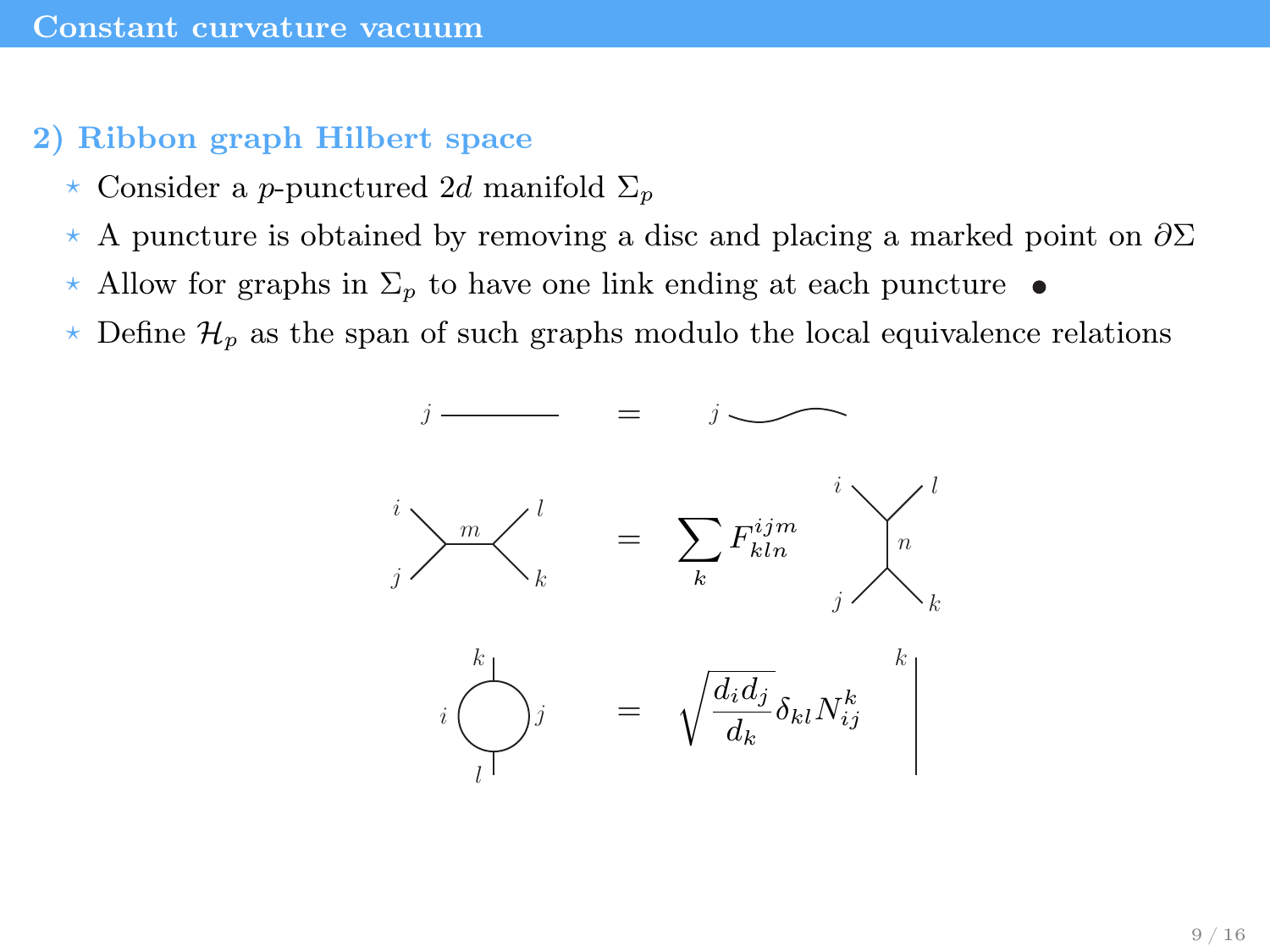# Constant curvature vacuum

## 2) Ribbon graph Hilbert space

- ⋆ Consider a $p$-punctured $2d$ manifold $\Sigma_p$
- ⋆ A puncture is obtained by removing a disc and placing a marked point on $\partial\Sigma$
- ⋆ Allow for graphs in $\Sigma_p$ to have one link ending at each puncture •
- ⋆ Define $\mathcal{H}_p$ as the span of such graphs modulo the local equivalence relations

$j$ ——— $=$ $j$ ∼∼∼

(graph with external legs $i, j, l, k$ and internal link $m$) $= \sum_k F^{ijm}_{kln}$ (graph with external legs $i, l, j, k$ and internal link $n$)

(loop with links $i, j$ and external legs $k, l$) $= \sqrt{\dfrac{d_i d_j}{d_k}}\,\delta_{kl} N^k_{ij}$ (single line $k$)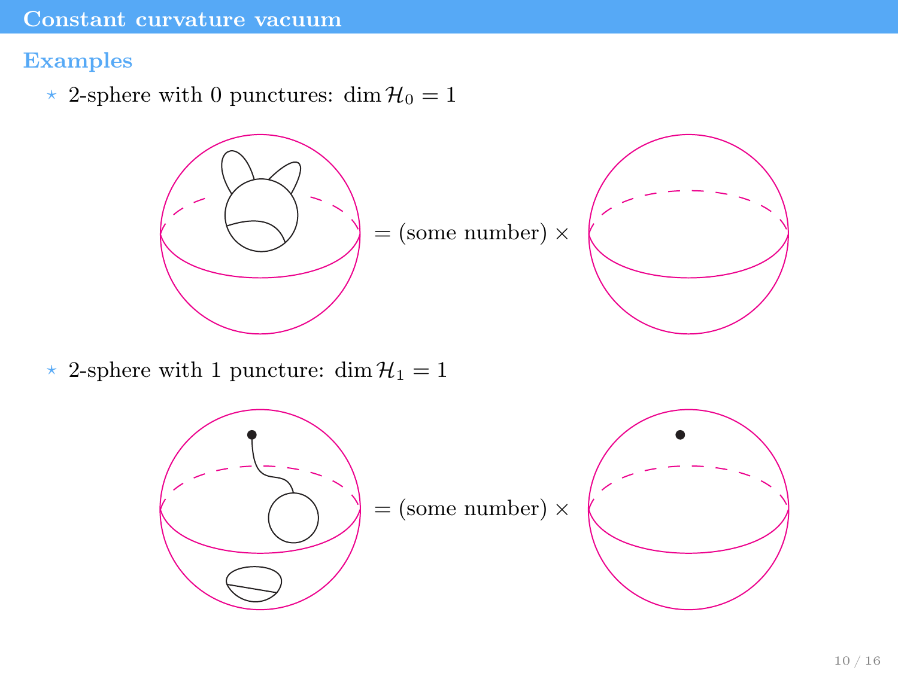# Constant curvature vacuum

## Examples

- 2-sphere with 0 punctures: $\dim \mathcal{H}_0 = 1$

= (some number) ×

- 2-sphere with 1 puncture: $\dim \mathcal{H}_1 = 1$

= (some number) ×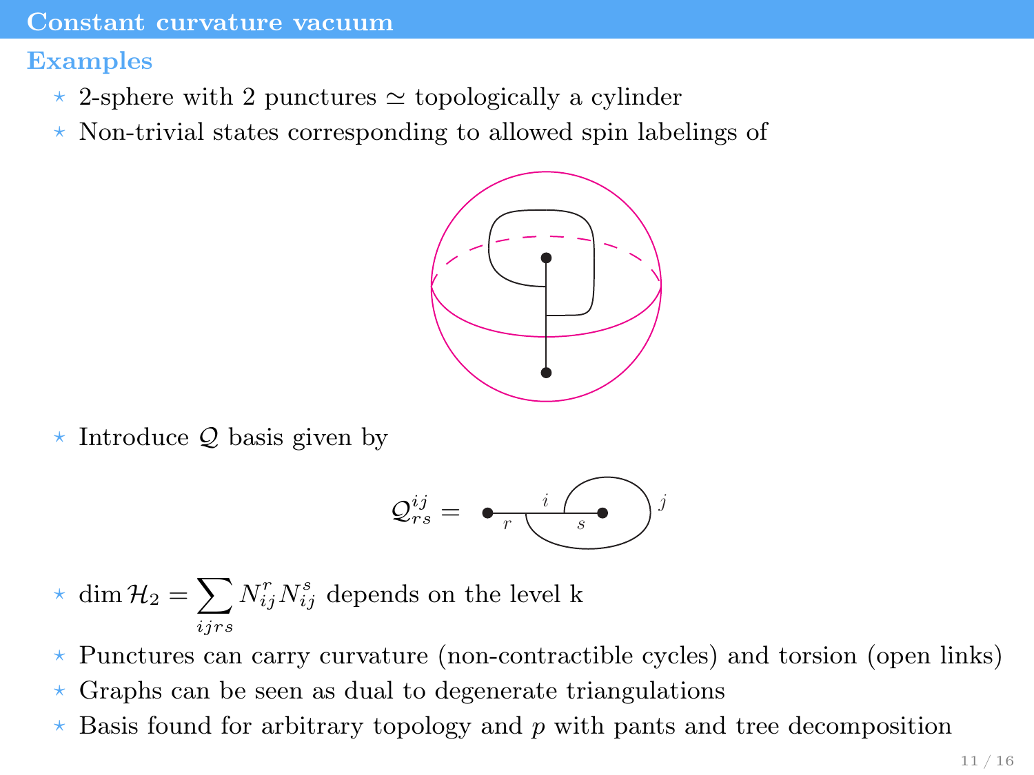# Constant curvature vacuum

## Examples

- 2-sphere with 2 punctures $\simeq$ topologically a cylinder
- Non-trivial states corresponding to allowed spin labelings of
- Introduce $\mathcal{Q}$ basis given by

$$\mathcal{Q}^{ij}_{rs} =$$

- $\dim \mathcal{H}_2 = \sum_{ijrs} N^r_{ij} N^s_{ij}$ depends on the level k
- Punctures can carry curvature (non-contractible cycles) and torsion (open links)
- Graphs can be seen as dual to degenerate triangulations
- Basis found for arbitrary topology and $p$ with pants and tree decomposition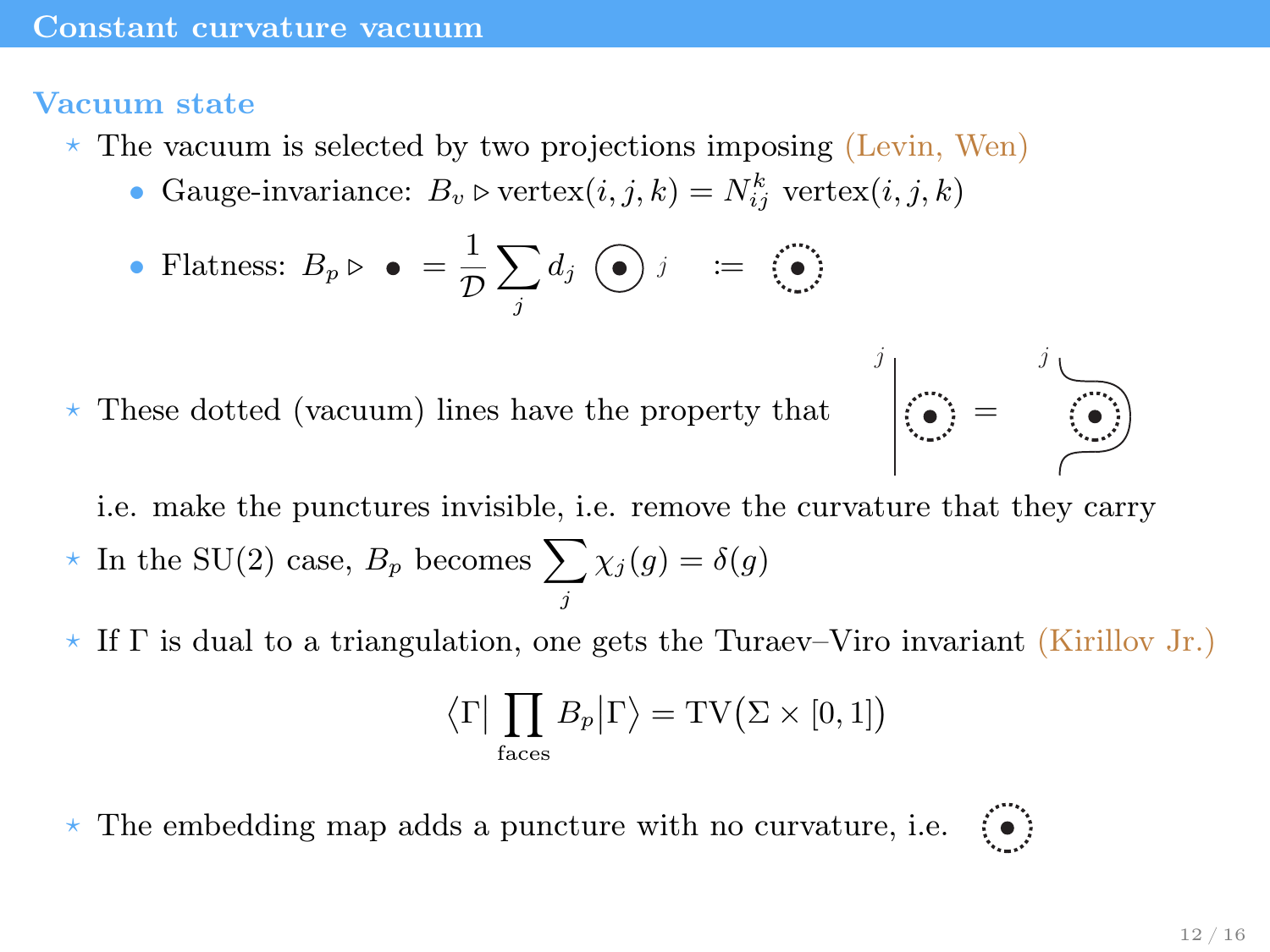## Constant curvature vacuum

### Vacuum state

- The vacuum is selected by two projections imposing (Levin, Wen)
  - Gauge-invariance: $B_v \triangleright \text{vertex}(i,j,k) = N_{ij}^k \ \text{vertex}(i,j,k)$
  - Flatness: $B_p \triangleright \bullet \ = \dfrac{1}{\mathcal{D}} \sum_j d_j \ \bigodot^{\,j} \quad :=$ (dotted circle around puncture)
- These dotted (vacuum) lines have the property that (line $j$ next to dotted circle) = (line $j$ passing around dotted circle)

  i.e. make the punctures invisible, i.e. remove the curvature that they carry
- In the SU(2) case, $B_p$ becomes $\displaystyle\sum_j \chi_j(g) = \delta(g)$
- If $\Gamma$ is dual to a triangulation, one gets the Turaev–Viro invariant (Kirillov Jr.)

$$\langle \Gamma | \prod_{\text{faces}} B_p | \Gamma \rangle = \text{TV}\big(\Sigma \times [0,1]\big)$$

- The embedding map adds a puncture with no curvature, i.e. (dotted circle around puncture)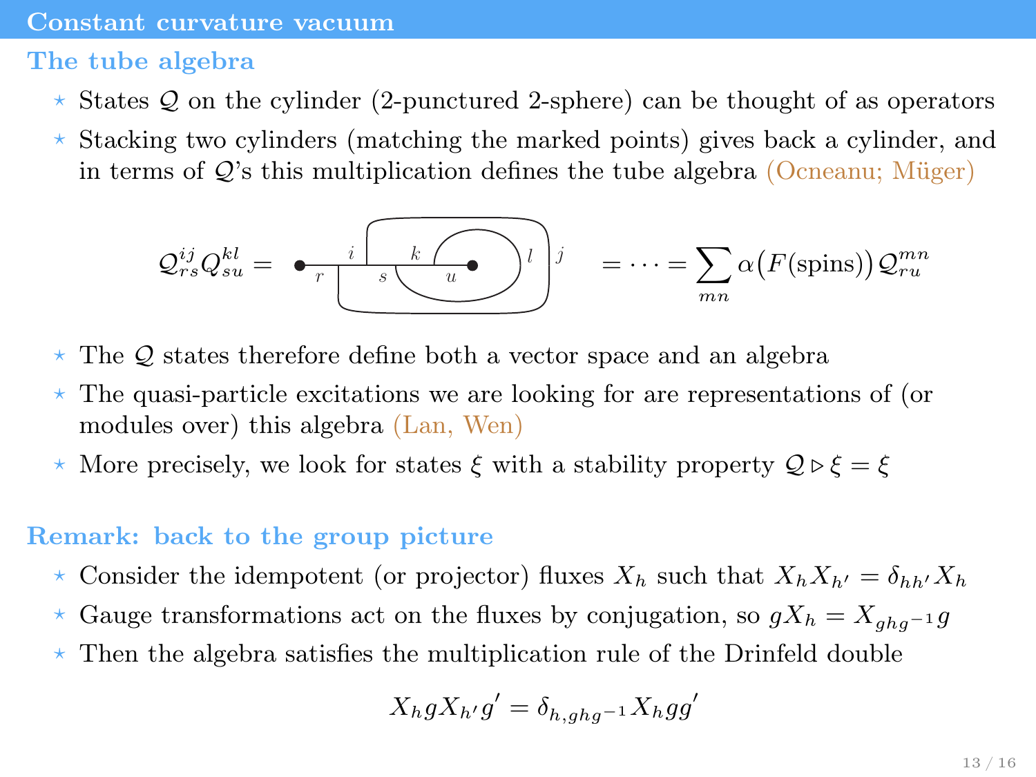# Constant curvature vacuum

## The tube algebra

- States $\mathcal{Q}$ on the cylinder (2-punctured 2-sphere) can be thought of as operators
- Stacking two cylinders (matching the marked points) gives back a cylinder, and in terms of $\mathcal{Q}$'s this multiplication defines the tube algebra (Ocneanu; Müger)

$$\mathcal{Q}^{ij}_{rs}\mathcal{Q}^{kl}_{su} = \quad [\text{diagram}] \quad = \cdots = \sum_{mn} \alpha\big(F(\text{spins})\big)\,\mathcal{Q}^{mn}_{ru}$$

- The $\mathcal{Q}$ states therefore define both a vector space and an algebra
- The quasi-particle excitations we are looking for are representations of (or modules over) this algebra (Lan, Wen)
- More precisely, we look for states $\xi$ with a stability property $\mathcal{Q} \triangleright \xi = \xi$

## Remark: back to the group picture

- Consider the idempotent (or projector) fluxes $X_h$ such that $X_h X_{h'} = \delta_{hh'} X_h$
- Gauge transformations act on the fluxes by conjugation, so $gX_h = X_{ghg^{-1}}g$
- Then the algebra satisfies the multiplication rule of the Drinfeld double

$$X_h g X_{h'} g' = \delta_{h,ghg^{-1}} X_h g g'$$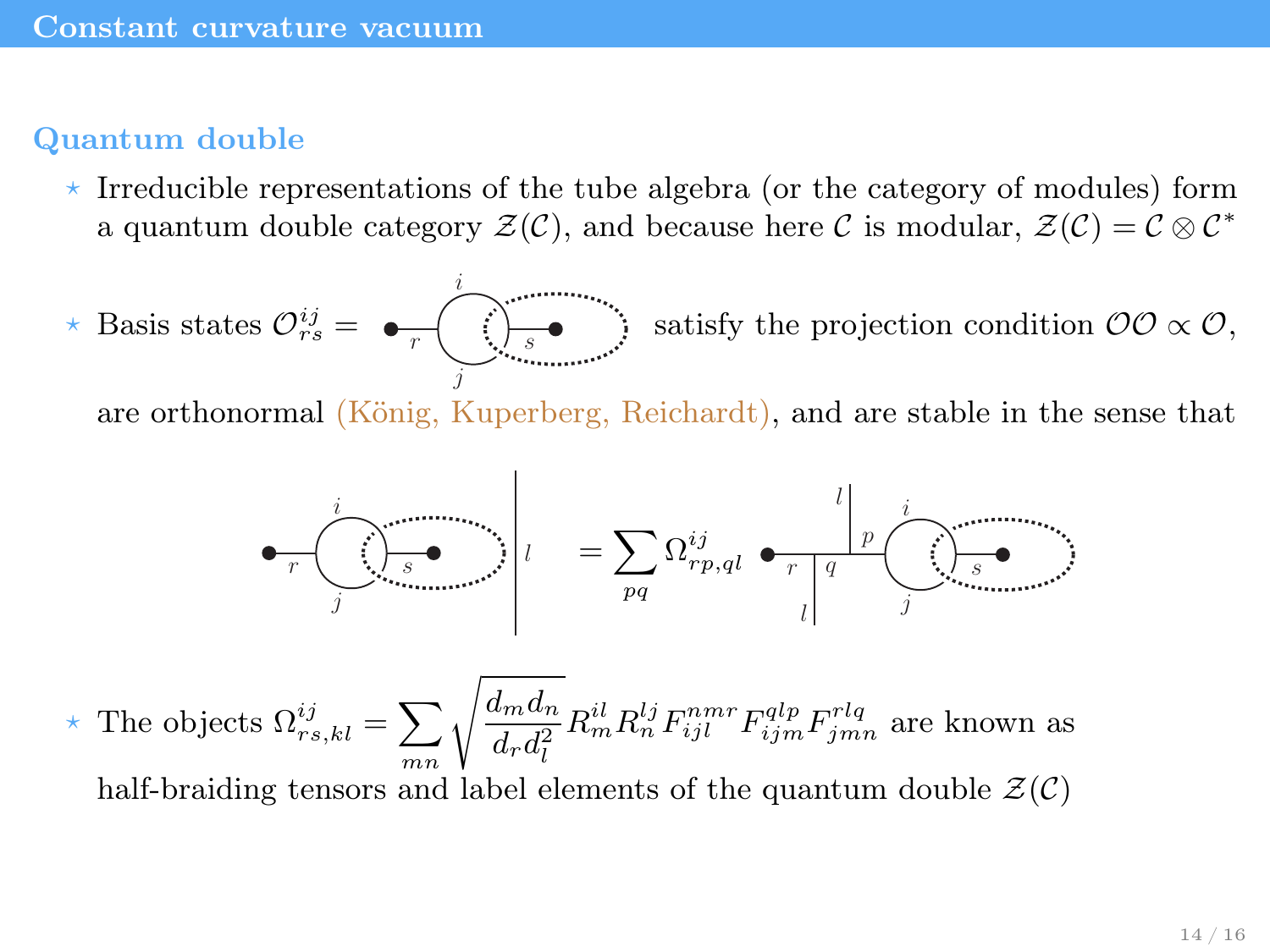# Constant curvature vacuum

## Quantum double

- Irreducible representations of the tube algebra (or the category of modules) form a quantum double category $\mathcal{Z}(\mathcal{C})$, and because here $\mathcal{C}$ is modular, $\mathcal{Z}(\mathcal{C}) = \mathcal{C} \otimes \mathcal{C}^*$

- Basis states $\mathcal{O}^{ij}_{rs} =$ [diagram] satisfy the projection condition $\mathcal{O}\mathcal{O} \propto \mathcal{O}$,

  are orthonormal (König, Kuperberg, Reichardt), and are stable in the sense that

  $$[\text{diagram}] \Big| l = \sum_{pq} \Omega^{ij}_{rp,ql} \; [\text{diagram}]$$

- The objects $\Omega^{ij}_{rs,kl} = \sum_{mn} \sqrt{\dfrac{d_m d_n}{d_r d_l^2}} R^{il}_m R^{lj}_n F^{nmr}_{ijl} F^{qlp}_{ijm} F^{rlq}_{jmn}$ are known as half-braiding tensors and label elements of the quantum double $\mathcal{Z}(\mathcal{C})$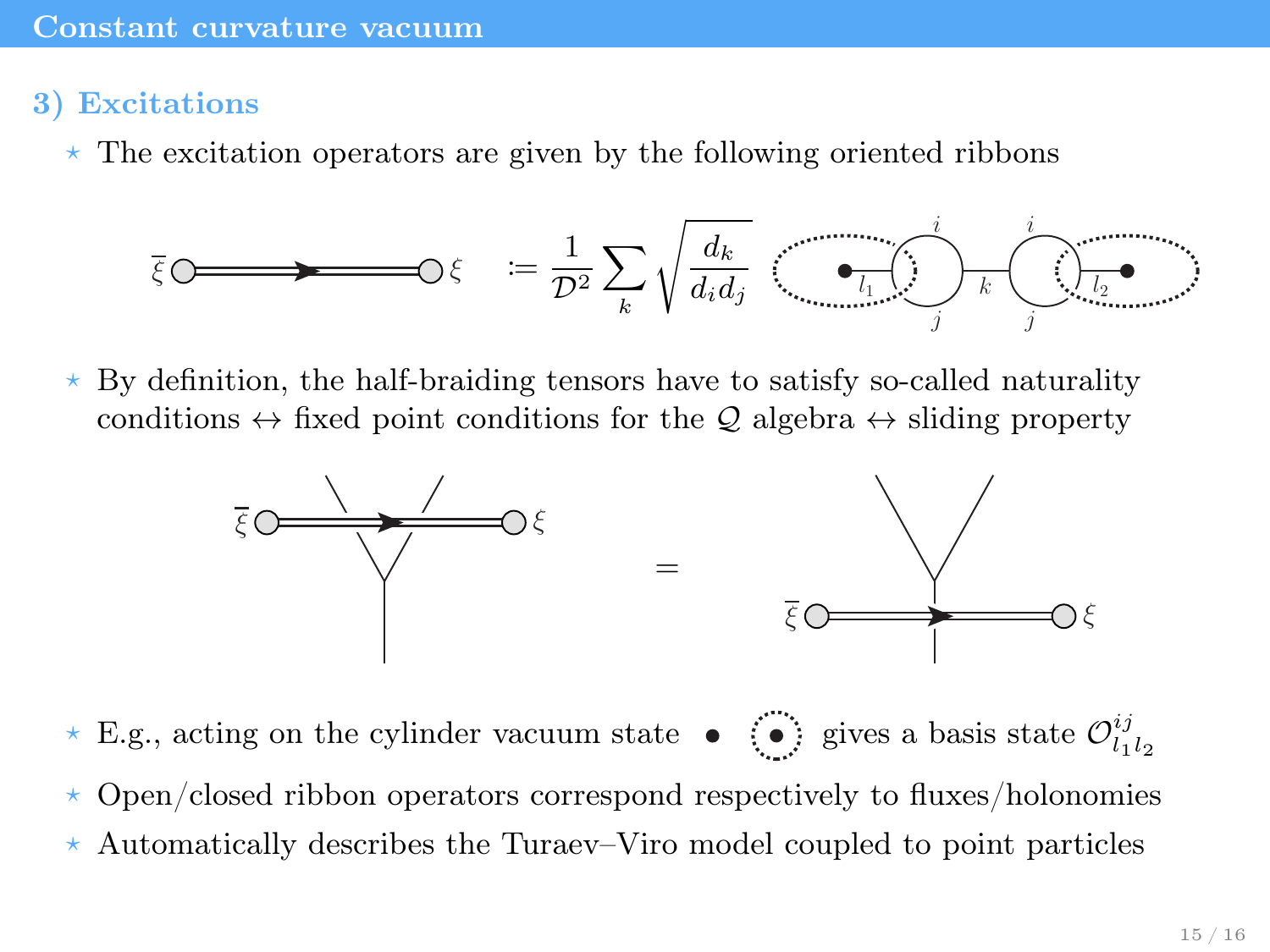## Constant curvature vacuum

### 3) Excitations

- The excitation operators are given by the following oriented ribbons

$$\bar{\xi} \quad \xi \quad := \frac{1}{\mathcal{D}^2} \sum_k \sqrt{\frac{d_k}{d_i d_j}}$$

- By definition, the half-braiding tensors have to satisfy so-called naturality conditions ↔ fixed point conditions for the $\mathcal{Q}$ algebra ↔ sliding property

- E.g., acting on the cylinder vacuum state gives a basis state $\mathcal{O}^{ij}_{l_1 l_2}$
- Open/closed ribbon operators correspond respectively to fluxes/holonomies
- Automatically describes the Turaev–Viro model coupled to point particles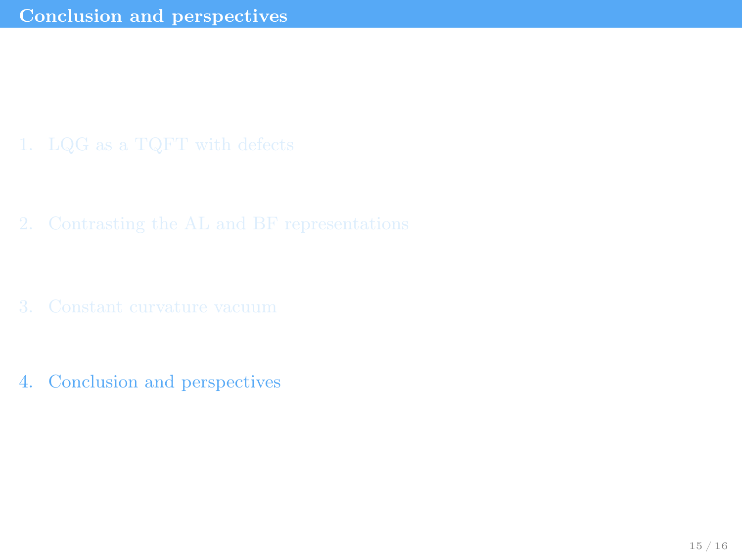# Conclusion and perspectives

1. LQG as a TQFT with defects

2. Contrasting the AL and BF representations

3. Constant curvature vacuum

4. Conclusion and perspectives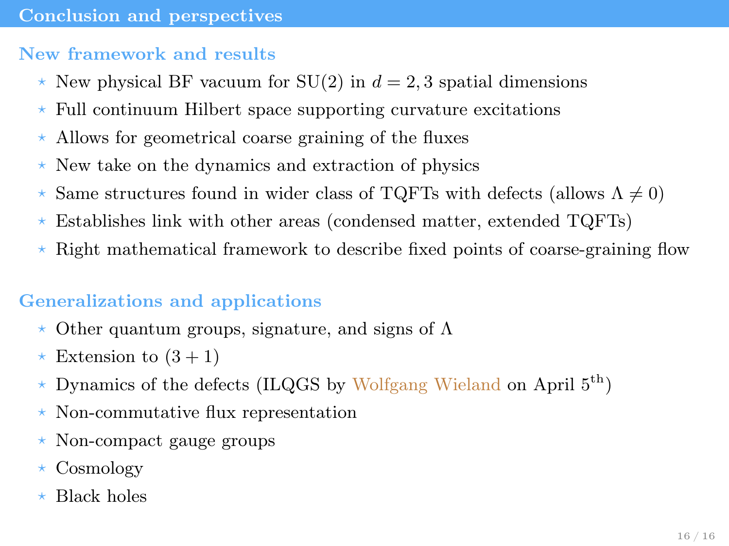# Conclusion and perspectives

## New framework and results

- New physical BF vacuum for SU(2) in $d = 2, 3$ spatial dimensions
- Full continuum Hilbert space supporting curvature excitations
- Allows for geometrical coarse graining of the fluxes
- New take on the dynamics and extraction of physics
- Same structures found in wider class of TQFTs with defects (allows $\Lambda \neq 0$)
- Establishes link with other areas (condensed matter, extended TQFTs)
- Right mathematical framework to describe fixed points of coarse-graining flow

## Generalizations and applications

- Other quantum groups, signature, and signs of $\Lambda$
- Extension to $(3+1)$
- Dynamics of the defects (ILQGS by Wolfgang Wieland on April $5^{\text{th}}$)
- Non-commutative flux representation
- Non-compact gauge groups
- Cosmology
- Black holes